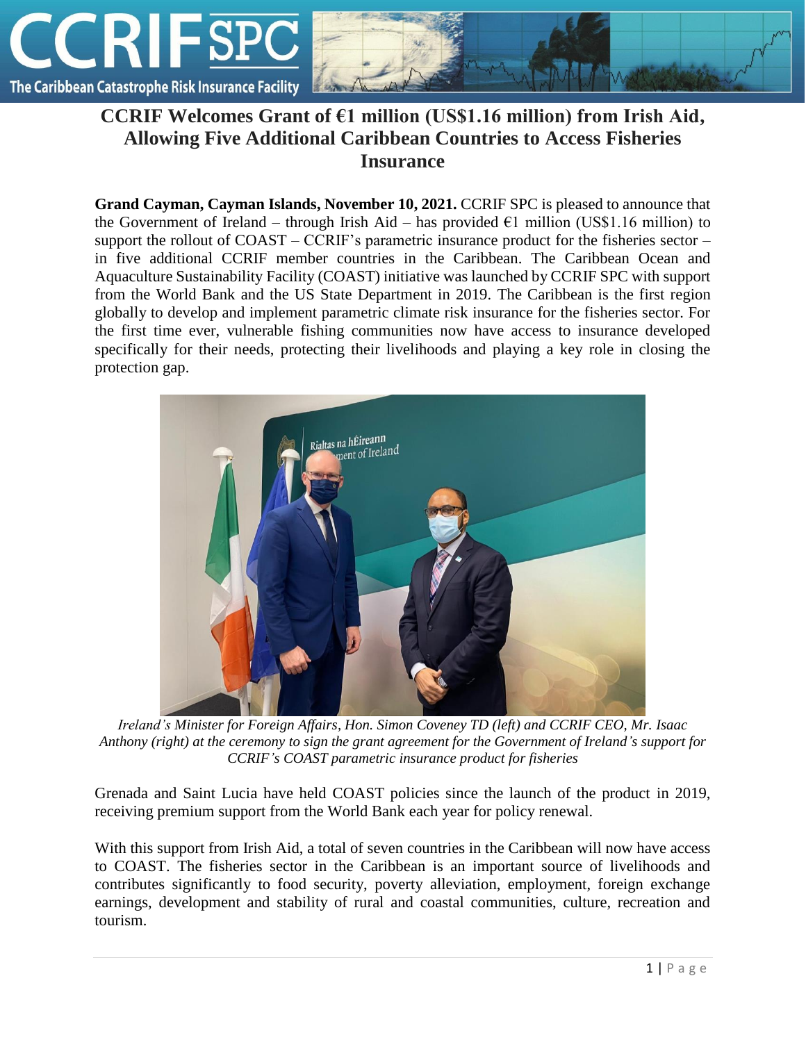# CCRIF Welcomes Grant of €1 million (US$1.16 million) from Irish Aid, Allowing Five Additional Caribbean Countries to Access Fisheries Insurance

**Grand Cayman, Cayman Islands, November 10, 2021.** CCRIF SPC is pleased to announce that the Government of Ireland – through Irish Aid – has provided €1 million (US$1.16 million) to support the rollout of COAST – CCRIF's parametric insurance product for the fisheries sector – in five additional CCRIF member countries in the Caribbean. The Caribbean Ocean and Aquaculture Sustainability Facility (COAST) initiative was launched by CCRIF SPC with support from the World Bank and the US State Department in 2019. The Caribbean is the first region globally to develop and implement parametric climate risk insurance for the fisheries sector. For the first time ever, vulnerable fishing communities now have access to insurance developed specifically for their needs, protecting their livelihoods and playing a key role in closing the protection gap.

*Ireland's Minister for Foreign Affairs, Hon. Simon Coveney TD (left) and CCRIF CEO, Mr. Isaac Anthony (right) at the ceremony to sign the grant agreement for the Government of Ireland's support for CCRIF's COAST parametric insurance product for fisheries*

Grenada and Saint Lucia have held COAST policies since the launch of the product in 2019, receiving premium support from the World Bank each year for policy renewal.

With this support from Irish Aid, a total of seven countries in the Caribbean will now have access to COAST. The fisheries sector in the Caribbean is an important source of livelihoods and contributes significantly to food security, poverty alleviation, employment, foreign exchange earnings, development and stability of rural and coastal communities, culture, recreation and tourism.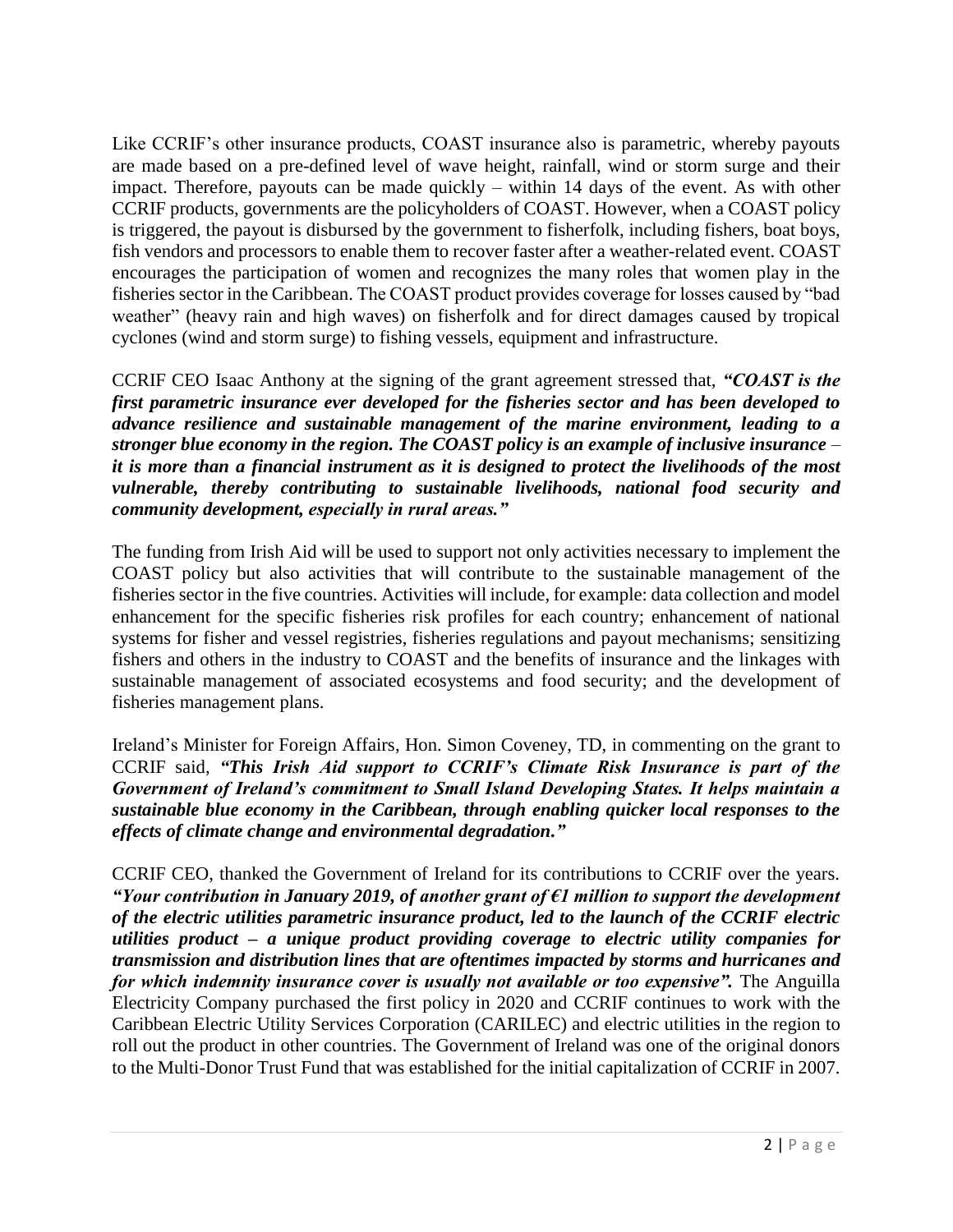Like CCRIF's other insurance products, COAST insurance also is parametric, whereby payouts are made based on a pre-defined level of wave height, rainfall, wind or storm surge and their impact. Therefore, payouts can be made quickly – within 14 days of the event. As with other CCRIF products, governments are the policyholders of COAST. However, when a COAST policy is triggered, the payout is disbursed by the government to fisherfolk, including fishers, boat boys, fish vendors and processors to enable them to recover faster after a weather-related event. COAST encourages the participation of women and recognizes the many roles that women play in the fisheries sector in the Caribbean. The COAST product provides coverage for losses caused by "bad weather" (heavy rain and high waves) on fisherfolk and for direct damages caused by tropical cyclones (wind and storm surge) to fishing vessels, equipment and infrastructure.

CCRIF CEO Isaac Anthony at the signing of the grant agreement stressed that, ***"COAST is the first parametric insurance ever developed for the fisheries sector and has been developed to advance resilience and sustainable management of the marine environment, leading to a stronger blue economy in the region. The COAST policy is an example of inclusive insurance – it is more than a financial instrument as it is designed to protect the livelihoods of the most vulnerable, thereby contributing to sustainable livelihoods, national food security and community development, especially in rural areas."***

The funding from Irish Aid will be used to support not only activities necessary to implement the COAST policy but also activities that will contribute to the sustainable management of the fisheries sector in the five countries. Activities will include, for example: data collection and model enhancement for the specific fisheries risk profiles for each country; enhancement of national systems for fisher and vessel registries, fisheries regulations and payout mechanisms; sensitizing fishers and others in the industry to COAST and the benefits of insurance and the linkages with sustainable management of associated ecosystems and food security; and the development of fisheries management plans.

Ireland's Minister for Foreign Affairs, Hon. Simon Coveney, TD, in commenting on the grant to CCRIF said, ***"This Irish Aid support to CCRIF's Climate Risk Insurance is part of the Government of Ireland's commitment to Small Island Developing States. It helps maintain a sustainable blue economy in the Caribbean, through enabling quicker local responses to the effects of climate change and environmental degradation."***

CCRIF CEO, thanked the Government of Ireland for its contributions to CCRIF over the years. ***"Your contribution in January 2019, of another grant of €1 million to support the development of the electric utilities parametric insurance product, led to the launch of the CCRIF electric utilities product – a unique product providing coverage to electric utility companies for transmission and distribution lines that are oftentimes impacted by storms and hurricanes and for which indemnity insurance cover is usually not available or too expensive".*** The Anguilla Electricity Company purchased the first policy in 2020 and CCRIF continues to work with the Caribbean Electric Utility Services Corporation (CARILEC) and electric utilities in the region to roll out the product in other countries. The Government of Ireland was one of the original donors to the Multi-Donor Trust Fund that was established for the initial capitalization of CCRIF in 2007.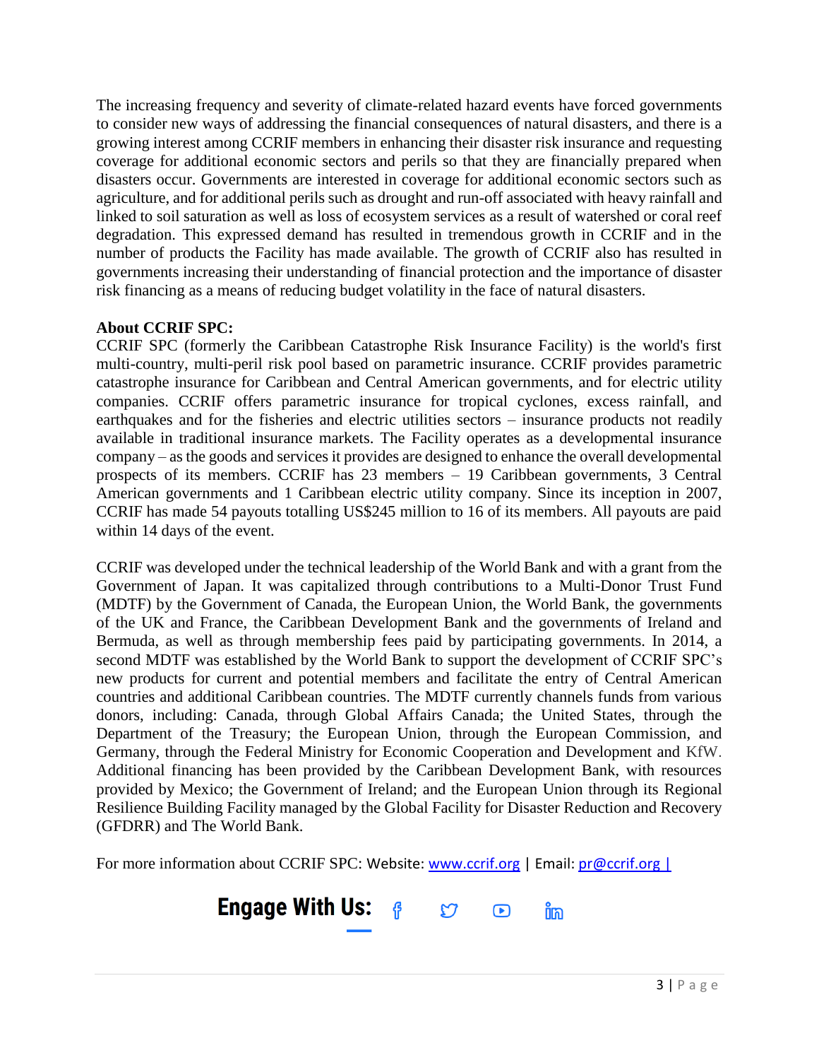The increasing frequency and severity of climate-related hazard events have forced governments to consider new ways of addressing the financial consequences of natural disasters, and there is a growing interest among CCRIF members in enhancing their disaster risk insurance and requesting coverage for additional economic sectors and perils so that they are financially prepared when disasters occur. Governments are interested in coverage for additional economic sectors such as agriculture, and for additional perils such as drought and run-off associated with heavy rainfall and linked to soil saturation as well as loss of ecosystem services as a result of watershed or coral reef degradation. This expressed demand has resulted in tremendous growth in CCRIF and in the number of products the Facility has made available. The growth of CCRIF also has resulted in governments increasing their understanding of financial protection and the importance of disaster risk financing as a means of reducing budget volatility in the face of natural disasters.

**About CCRIF SPC:**
CCRIF SPC (formerly the Caribbean Catastrophe Risk Insurance Facility) is the world's first multi-country, multi-peril risk pool based on parametric insurance. CCRIF provides parametric catastrophe insurance for Caribbean and Central American governments, and for electric utility companies. CCRIF offers parametric insurance for tropical cyclones, excess rainfall, and earthquakes and for the fisheries and electric utilities sectors – insurance products not readily available in traditional insurance markets. The Facility operates as a developmental insurance company – as the goods and services it provides are designed to enhance the overall developmental prospects of its members. CCRIF has 23 members – 19 Caribbean governments, 3 Central American governments and 1 Caribbean electric utility company. Since its inception in 2007, CCRIF has made 54 payouts totalling US$245 million to 16 of its members. All payouts are paid within 14 days of the event.

CCRIF was developed under the technical leadership of the World Bank and with a grant from the Government of Japan. It was capitalized through contributions to a Multi-Donor Trust Fund (MDTF) by the Government of Canada, the European Union, the World Bank, the governments of the UK and France, the Caribbean Development Bank and the governments of Ireland and Bermuda, as well as through membership fees paid by participating governments. In 2014, a second MDTF was established by the World Bank to support the development of CCRIF SPC's new products for current and potential members and facilitate the entry of Central American countries and additional Caribbean countries. The MDTF currently channels funds from various donors, including: Canada, through Global Affairs Canada; the United States, through the Department of the Treasury; the European Union, through the European Commission, and Germany, through the Federal Ministry for Economic Cooperation and Development and KfW. Additional financing has been provided by the Caribbean Development Bank, with resources provided by Mexico; the Government of Ireland; and the European Union through its Regional Resilience Building Facility managed by the Global Facility for Disaster Reduction and Recovery (GFDRR) and The World Bank.

For more information about CCRIF SPC: Website: [www.ccrif.org](http://www.ccrif.org) | Email: [pr@ccrif.org](mailto:pr@ccrif.org) |

**Engage With Us:**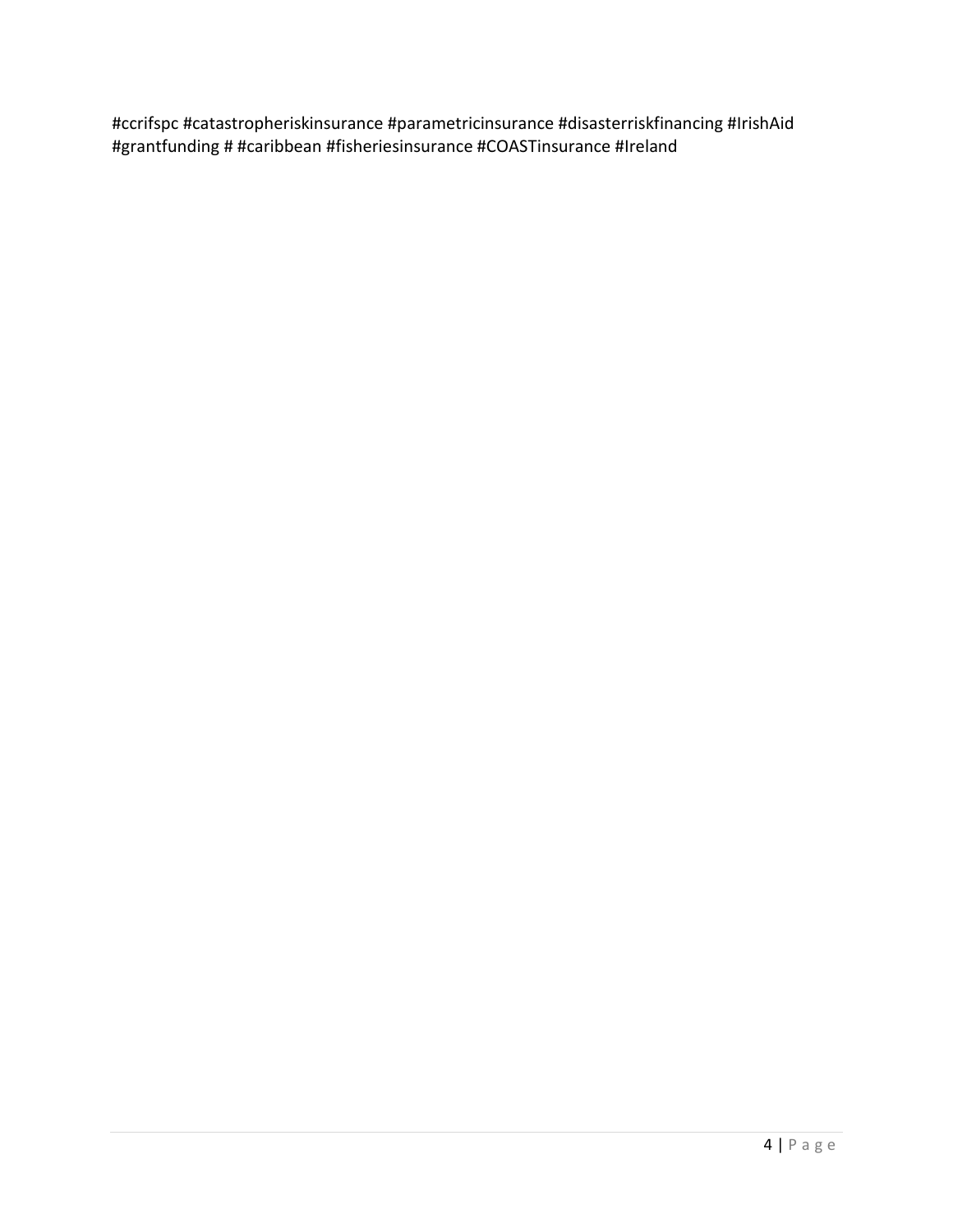#ccrifspc #catastropheriskinsurance #parametricinsurance #disasterriskfinancing #IrishAid #grantfunding # #caribbean #fisheriesinsurance #COASTinsurance #Ireland